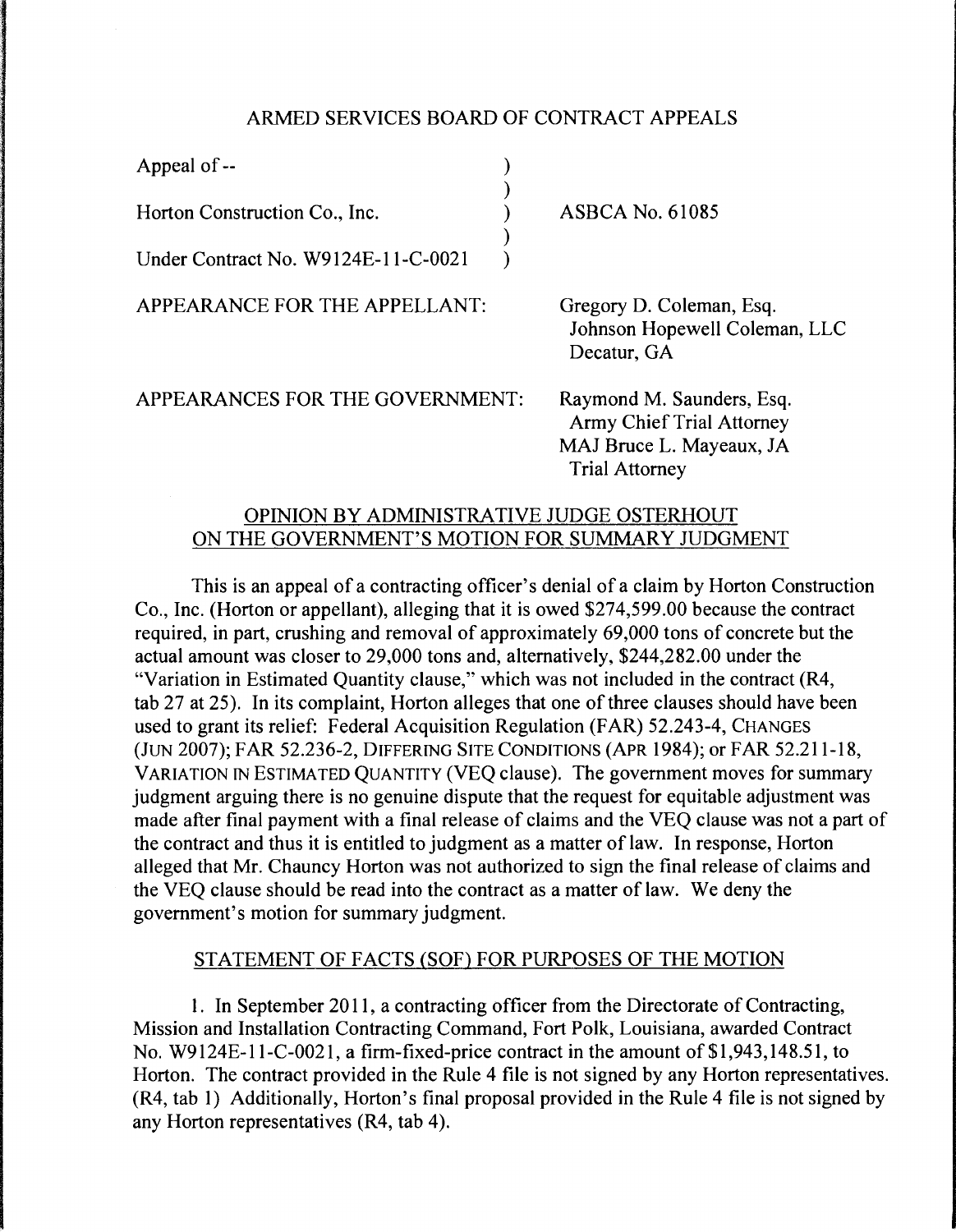ARMED SERVICES BOARD OF CONTRACT APPEALS

| | | |
|---|---|---|
| Appeal of -- | ) | |
| | ) | |
| Horton Construction Co., Inc. | ) | ASBCA No. 61085 |
| | ) | |
| Under Contract No. W9124E-11-C-0021 | ) | |

APPEARANCE FOR THE APPELLANT: Gregory D. Coleman, Esq.
Johnson Hopewell Coleman, LLC
Decatur, GA

APPEARANCES FOR THE GOVERNMENT: Raymond M. Saunders, Esq.
Army Chief Trial Attorney
MAJ Bruce L. Mayeaux, JA
Trial Attorney

## OPINION BY ADMINISTRATIVE JUDGE OSTERHOUT ON THE GOVERNMENT'S MOTION FOR SUMMARY JUDGMENT

This is an appeal of a contracting officer's denial of a claim by Horton Construction Co., Inc. (Horton or appellant), alleging that it is owed $274,599.00 because the contract required, in part, crushing and removal of approximately 69,000 tons of concrete but the actual amount was closer to 29,000 tons and, alternatively, $244,282.00 under the "Variation in Estimated Quantity clause," which was not included in the contract (R4, tab 27 at 25). In its complaint, Horton alleges that one of three clauses should have been used to grant its relief: Federal Acquisition Regulation (FAR) 52.243-4, CHANGES (JUN 2007); FAR 52.236-2, DIFFERING SITE CONDITIONS (APR 1984); or FAR 52.211-18, VARIATION IN ESTIMATED QUANTITY (VEQ clause). The government moves for summary judgment arguing there is no genuine dispute that the request for equitable adjustment was made after final payment with a final release of claims and the VEQ clause was not a part of the contract and thus it is entitled to judgment as a matter of law. In response, Horton alleged that Mr. Chauncy Horton was not authorized to sign the final release of claims and the VEQ clause should be read into the contract as a matter of law. We deny the government's motion for summary judgment.

## STATEMENT OF FACTS (SOF) FOR PURPOSES OF THE MOTION

1. In September 2011, a contracting officer from the Directorate of Contracting, Mission and Installation Contracting Command, Fort Polk, Louisiana, awarded Contract No. W9124E-11-C-0021, a firm-fixed-price contract in the amount of $1,943,148.51, to Horton. The contract provided in the Rule 4 file is not signed by any Horton representatives. (R4, tab 1) Additionally, Horton's final proposal provided in the Rule 4 file is not signed by any Horton representatives (R4, tab 4).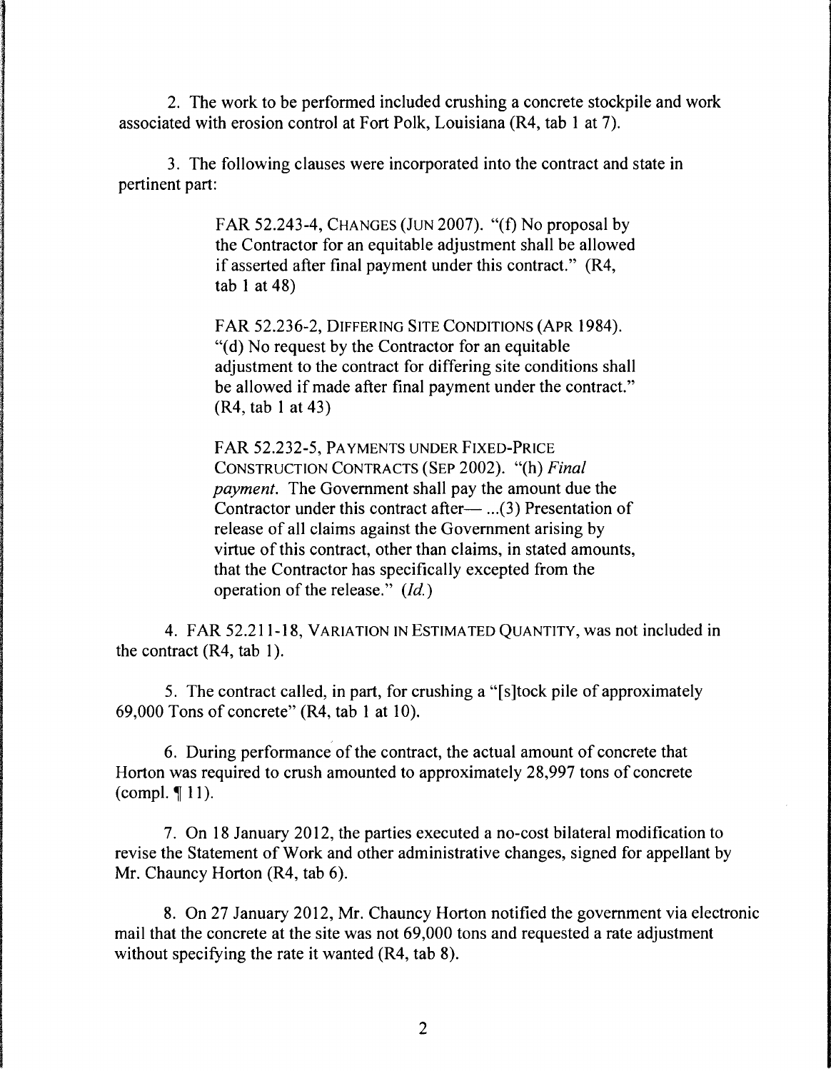2. The work to be performed included crushing a concrete stockpile and work associated with erosion control at Fort Polk, Louisiana (R4, tab 1 at 7).

3. The following clauses were incorporated into the contract and state in pertinent part:

> FAR 52.243-4, CHANGES (JUN 2007). "(f) No proposal by the Contractor for an equitable adjustment shall be allowed if asserted after final payment under this contract." (R4, tab 1 at 48)
>
> FAR 52.236-2, DIFFERING SITE CONDITIONS (APR 1984). "(d) No request by the Contractor for an equitable adjustment to the contract for differing site conditions shall be allowed if made after final payment under the contract." (R4, tab 1 at 43)
>
> FAR 52.232-5, PAYMENTS UNDER FIXED-PRICE CONSTRUCTION CONTRACTS (SEP 2002). "(h) *Final payment*. The Government shall pay the amount due the Contractor under this contract after— ...(3) Presentation of release of all claims against the Government arising by virtue of this contract, other than claims, in stated amounts, that the Contractor has specifically excepted from the operation of the release." (*Id.*)

4. FAR 52.211-18, VARIATION IN ESTIMATED QUANTITY, was not included in the contract (R4, tab 1).

5. The contract called, in part, for crushing a "[s]tock pile of approximately 69,000 Tons of concrete" (R4, tab 1 at 10).

6. During performance of the contract, the actual amount of concrete that Horton was required to crush amounted to approximately 28,997 tons of concrete (compl. ¶ 11).

7. On 18 January 2012, the parties executed a no-cost bilateral modification to revise the Statement of Work and other administrative changes, signed for appellant by Mr. Chauncy Horton (R4, tab 6).

8. On 27 January 2012, Mr. Chauncy Horton notified the government via electronic mail that the concrete at the site was not 69,000 tons and requested a rate adjustment without specifying the rate it wanted (R4, tab 8).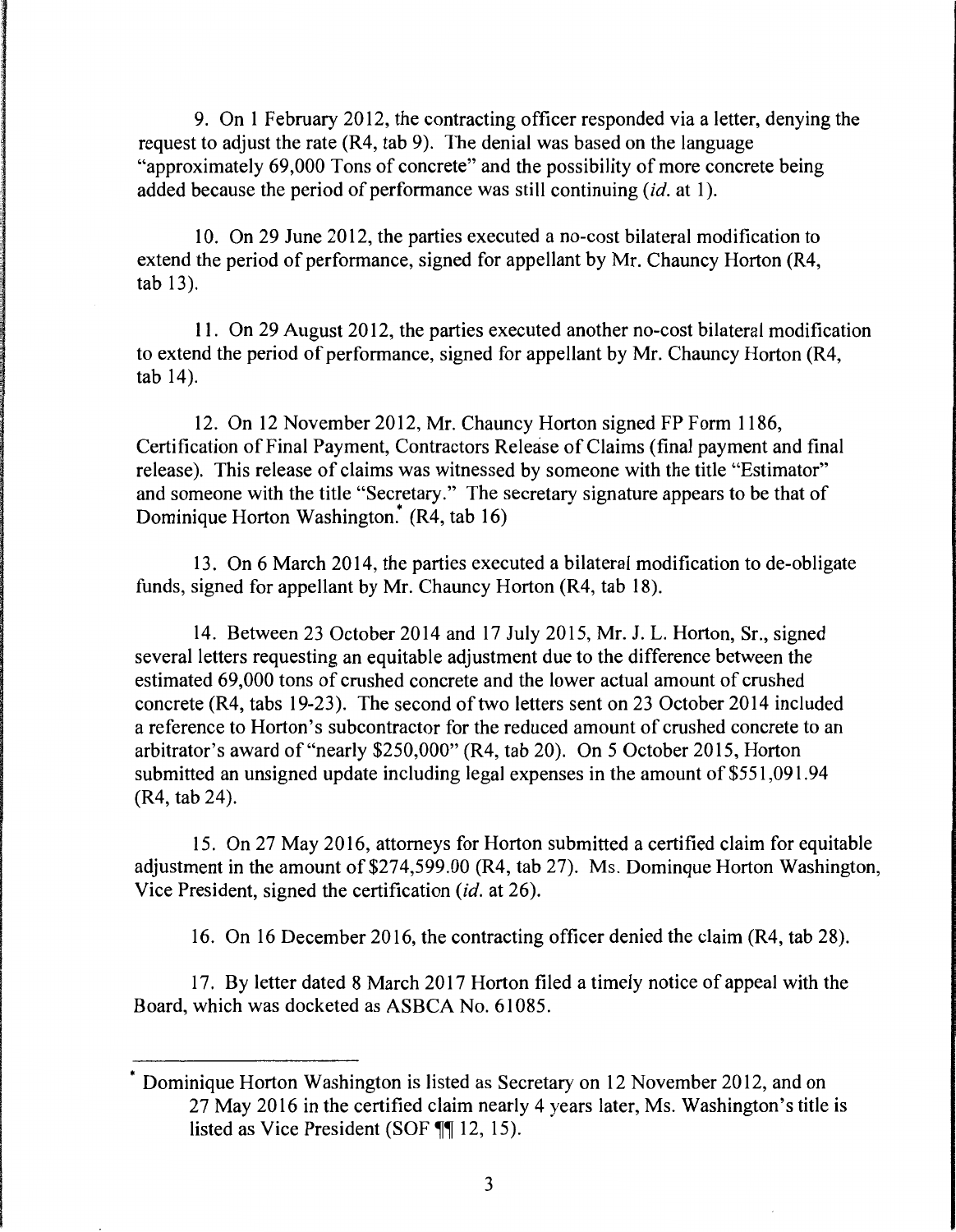9. On 1 February 2012, the contracting officer responded via a letter, denying the request to adjust the rate (R4, tab 9). The denial was based on the language "approximately 69,000 Tons of concrete" and the possibility of more concrete being added because the period of performance was still continuing (*id.* at 1).

10. On 29 June 2012, the parties executed a no-cost bilateral modification to extend the period of performance, signed for appellant by Mr. Chauncy Horton (R4, tab 13).

11. On 29 August 2012, the parties executed another no-cost bilateral modification to extend the period of performance, signed for appellant by Mr. Chauncy Horton (R4, tab 14).

12. On 12 November 2012, Mr. Chauncy Horton signed FP Form 1186, Certification of Final Payment, Contractors Release of Claims (final payment and final release). This release of claims was witnessed by someone with the title "Estimator" and someone with the title "Secretary." The secretary signature appears to be that of Dominique Horton Washington.* (R4, tab 16)

13. On 6 March 2014, the parties executed a bilateral modification to de-obligate funds, signed for appellant by Mr. Chauncy Horton (R4, tab 18).

14. Between 23 October 2014 and 17 July 2015, Mr. J. L. Horton, Sr., signed several letters requesting an equitable adjustment due to the difference between the estimated 69,000 tons of crushed concrete and the lower actual amount of crushed concrete (R4, tabs 19-23). The second of two letters sent on 23 October 2014 included a reference to Horton's subcontractor for the reduced amount of crushed concrete to an arbitrator's award of "nearly $250,000" (R4, tab 20). On 5 October 2015, Horton submitted an unsigned update including legal expenses in the amount of $551,091.94 (R4, tab 24).

15. On 27 May 2016, attorneys for Horton submitted a certified claim for equitable adjustment in the amount of $274,599.00 (R4, tab 27). Ms. Dominque Horton Washington, Vice President, signed the certification (*id.* at 26).

16. On 16 December 2016, the contracting officer denied the claim (R4, tab 28).

17. By letter dated 8 March 2017 Horton filed a timely notice of appeal with the Board, which was docketed as ASBCA No. 61085.

---

* Dominique Horton Washington is listed as Secretary on 12 November 2012, and on 27 May 2016 in the certified claim nearly 4 years later, Ms. Washington's title is listed as Vice President (SOF ¶¶ 12, 15).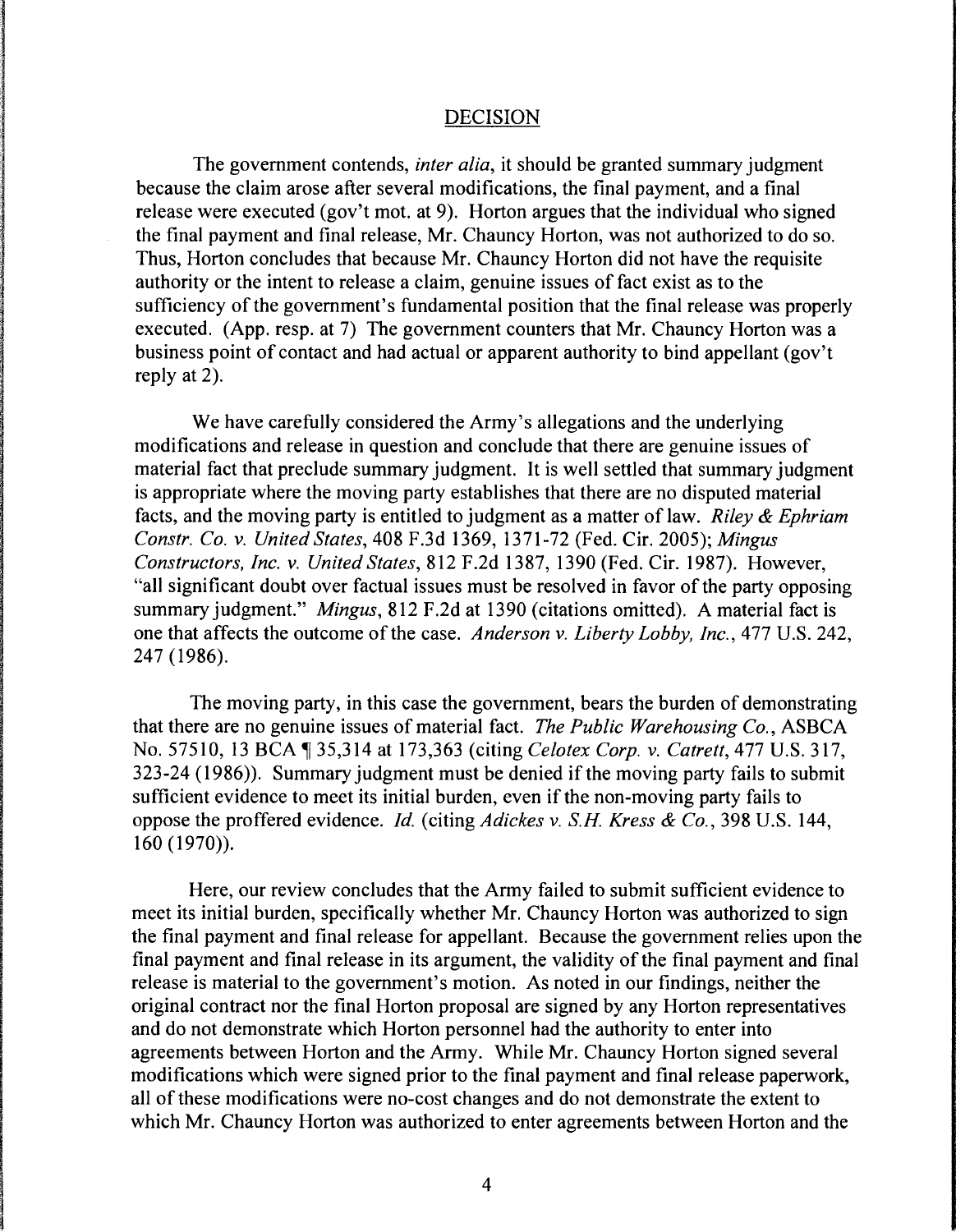## DECISION

The government contends, *inter alia*, it should be granted summary judgment because the claim arose after several modifications, the final payment, and a final release were executed (gov't mot. at 9). Horton argues that the individual who signed the final payment and final release, Mr. Chauncy Horton, was not authorized to do so. Thus, Horton concludes that because Mr. Chauncy Horton did not have the requisite authority or the intent to release a claim, genuine issues of fact exist as to the sufficiency of the government's fundamental position that the final release was properly executed. (App. resp. at 7) The government counters that Mr. Chauncy Horton was a business point of contact and had actual or apparent authority to bind appellant (gov't reply at 2).

We have carefully considered the Army's allegations and the underlying modifications and release in question and conclude that there are genuine issues of material fact that preclude summary judgment. It is well settled that summary judgment is appropriate where the moving party establishes that there are no disputed material facts, and the moving party is entitled to judgment as a matter of law. *Riley & Ephriam Constr. Co. v. United States*, 408 F.3d 1369, 1371-72 (Fed. Cir. 2005); *Mingus Constructors, Inc. v. United States*, 812 F.2d 1387, 1390 (Fed. Cir. 1987). However, "all significant doubt over factual issues must be resolved in favor of the party opposing summary judgment." *Mingus*, 812 F.2d at 1390 (citations omitted). A material fact is one that affects the outcome of the case. *Anderson v. Liberty Lobby, Inc.*, 477 U.S. 242, 247 (1986).

The moving party, in this case the government, bears the burden of demonstrating that there are no genuine issues of material fact. *The Public Warehousing Co.*, ASBCA No. 57510, 13 BCA ¶ 35,314 at 173,363 (citing *Celotex Corp. v. Catrett*, 477 U.S. 317, 323-24 (1986)). Summary judgment must be denied if the moving party fails to submit sufficient evidence to meet its initial burden, even if the non-moving party fails to oppose the proffered evidence. *Id.* (citing *Adickes v. S.H. Kress & Co.*, 398 U.S. 144, 160 (1970)).

Here, our review concludes that the Army failed to submit sufficient evidence to meet its initial burden, specifically whether Mr. Chauncy Horton was authorized to sign the final payment and final release for appellant. Because the government relies upon the final payment and final release in its argument, the validity of the final payment and final release is material to the government's motion. As noted in our findings, neither the original contract nor the final Horton proposal are signed by any Horton representatives and do not demonstrate which Horton personnel had the authority to enter into agreements between Horton and the Army. While Mr. Chauncy Horton signed several modifications which were signed prior to the final payment and final release paperwork, all of these modifications were no-cost changes and do not demonstrate the extent to which Mr. Chauncy Horton was authorized to enter agreements between Horton and the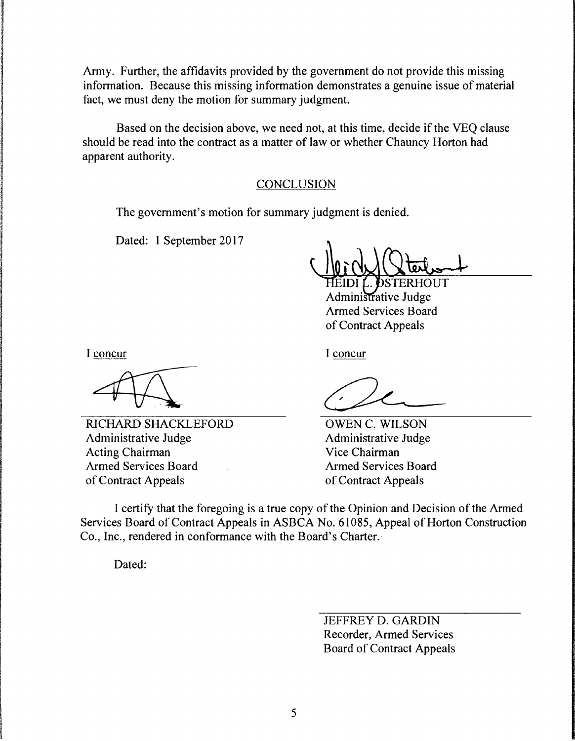Army. Further, the affidavits provided by the government do not provide this missing information. Because this missing information demonstrates a genuine issue of material fact, we must deny the motion for summary judgment.

Based on the decision above, we need not, at this time, decide if the VEQ clause should be read into the contract as a matter of law or whether Chauncy Horton had apparent authority.

## CONCLUSION

The government's motion for summary judgment is denied.

Dated: 1 September 2017

HEIDI L. OSTERHOUT
Administrative Judge
Armed Services Board
of Contract Appeals

I concur

RICHARD SHACKLEFORD
Administrative Judge
Acting Chairman
Armed Services Board
of Contract Appeals

I concur

OWEN C. WILSON
Administrative Judge
Vice Chairman
Armed Services Board
of Contract Appeals

I certify that the foregoing is a true copy of the Opinion and Decision of the Armed Services Board of Contract Appeals in ASBCA No. 61085, Appeal of Horton Construction Co., Inc., rendered in conformance with the Board's Charter.

Dated:

JEFFREY D. GARDIN
Recorder, Armed Services
Board of Contract Appeals